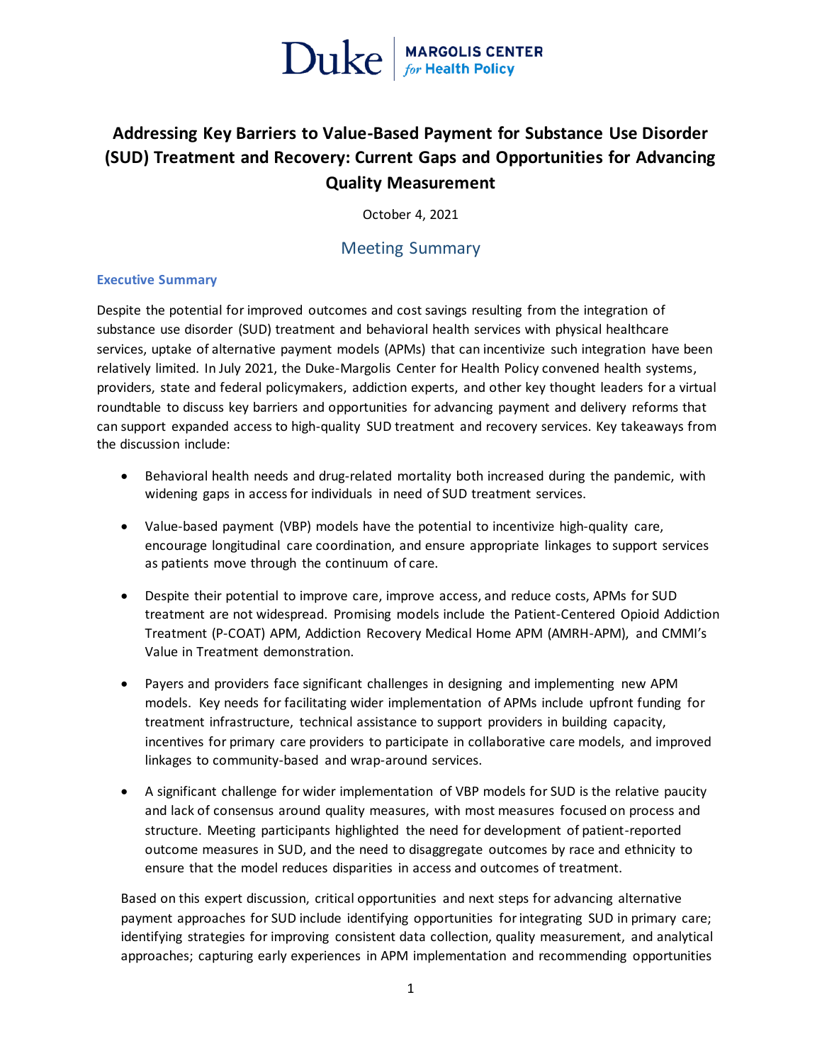Duke | MARGOLIS CENTER *for* Health Policy

# Addressing Key Barriers to Value-Based Payment for Substance Use Disorder (SUD) Treatment and Recovery: Current Gaps and Opportunities for Advancing Quality Measurement

October 4, 2021

## Meeting Summary

### Executive Summary

Despite the potential for improved outcomes and cost savings resulting from the integration of substance use disorder (SUD) treatment and behavioral health services with physical healthcare services, uptake of alternative payment models (APMs) that can incentivize such integration have been relatively limited. In July 2021, the Duke-Margolis Center for Health Policy convened health systems, providers, state and federal policymakers, addiction experts, and other key thought leaders for a virtual roundtable to discuss key barriers and opportunities for advancing payment and delivery reforms that can support expanded access to high-quality SUD treatment and recovery services. Key takeaways from the discussion include:

- Behavioral health needs and drug-related mortality both increased during the pandemic, with widening gaps in access for individuals in need of SUD treatment services.
- Value-based payment (VBP) models have the potential to incentivize high-quality care, encourage longitudinal care coordination, and ensure appropriate linkages to support services as patients move through the continuum of care.
- Despite their potential to improve care, improve access, and reduce costs, APMs for SUD treatment are not widespread. Promising models include the Patient-Centered Opioid Addiction Treatment (P-COAT) APM, Addiction Recovery Medical Home APM (AMRH-APM), and CMMI's Value in Treatment demonstration.
- Payers and providers face significant challenges in designing and implementing new APM models. Key needs for facilitating wider implementation of APMs include upfront funding for treatment infrastructure, technical assistance to support providers in building capacity, incentives for primary care providers to participate in collaborative care models, and improved linkages to community-based and wrap-around services.
- A significant challenge for wider implementation of VBP models for SUD is the relative paucity and lack of consensus around quality measures, with most measures focused on process and structure. Meeting participants highlighted the need for development of patient-reported outcome measures in SUD, and the need to disaggregate outcomes by race and ethnicity to ensure that the model reduces disparities in access and outcomes of treatment.

Based on this expert discussion, critical opportunities and next steps for advancing alternative payment approaches for SUD include identifying opportunities for integrating SUD in primary care; identifying strategies for improving consistent data collection, quality measurement, and analytical approaches; capturing early experiences in APM implementation and recommending opportunities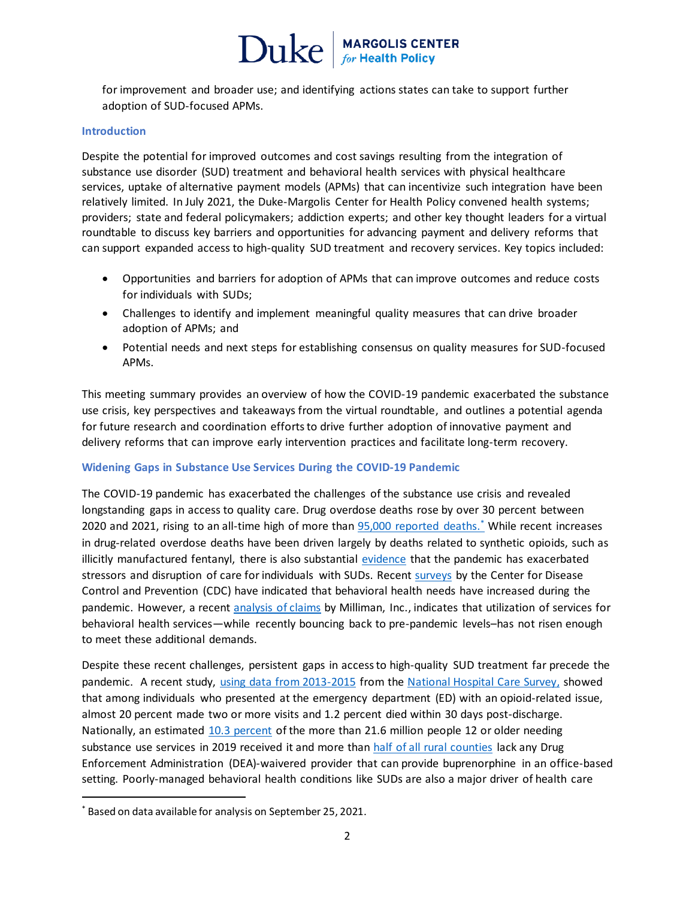for improvement and broader use; and identifying actions states can take to support further adoption of SUD-focused APMs.

## Introduction

Despite the potential for improved outcomes and cost savings resulting from the integration of substance use disorder (SUD) treatment and behavioral health services with physical healthcare services, uptake of alternative payment models (APMs) that can incentivize such integration have been relatively limited. In July 2021, the Duke-Margolis Center for Health Policy convened health systems; providers; state and federal policymakers; addiction experts; and other key thought leaders for a virtual roundtable to discuss key barriers and opportunities for advancing payment and delivery reforms that can support expanded access to high-quality SUD treatment and recovery services. Key topics included:

- Opportunities and barriers for adoption of APMs that can improve outcomes and reduce costs for individuals with SUDs;
- Challenges to identify and implement meaningful quality measures that can drive broader adoption of APMs; and
- Potential needs and next steps for establishing consensus on quality measures for SUD-focused APMs.

This meeting summary provides an overview of how the COVID-19 pandemic exacerbated the substance use crisis, key perspectives and takeaways from the virtual roundtable, and outlines a potential agenda for future research and coordination efforts to drive further adoption of innovative payment and delivery reforms that can improve early intervention practices and facilitate long-term recovery.

## Widening Gaps in Substance Use Services During the COVID-19 Pandemic

The COVID-19 pandemic has exacerbated the challenges of the substance use crisis and revealed longstanding gaps in access to quality care. Drug overdose deaths rose by over 30 percent between 2020 and 2021, rising to an all-time high of more than 95,000 reported deaths.* While recent increases in drug-related overdose deaths have been driven largely by deaths related to synthetic opioids, such as illicitly manufactured fentanyl, there is also substantial evidence that the pandemic has exacerbated stressors and disruption of care for individuals with SUDs. Recent surveys by the Center for Disease Control and Prevention (CDC) have indicated that behavioral health needs have increased during the pandemic. However, a recent analysis of claims by Milliman, Inc., indicates that utilization of services for behavioral health services—while recently bouncing back to pre-pandemic levels–has not risen enough to meet these additional demands.

Despite these recent challenges, persistent gaps in access to high-quality SUD treatment far precede the pandemic. A recent study, using data from 2013-2015 from the National Hospital Care Survey, showed that among individuals who presented at the emergency department (ED) with an opioid-related issue, almost 20 percent made two or more visits and 1.2 percent died within 30 days post-discharge. Nationally, an estimated 10.3 percent of the more than 21.6 million people 12 or older needing substance use services in 2019 received it and more than half of all rural counties lack any Drug Enforcement Administration (DEA)-waivered provider that can provide buprenorphine in an office-based setting. Poorly-managed behavioral health conditions like SUDs are also a major driver of health care

---

* Based on data available for analysis on September 25, 2021.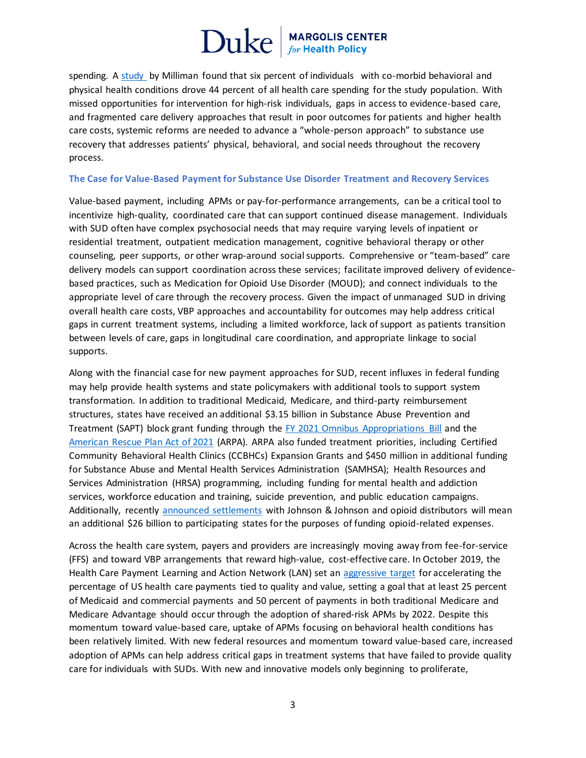spending. A study by Milliman found that six percent of individuals with co-morbid behavioral and physical health conditions drove 44 percent of all health care spending for the study population. With missed opportunities for intervention for high-risk individuals, gaps in access to evidence-based care, and fragmented care delivery approaches that result in poor outcomes for patients and higher health care costs, systemic reforms are needed to advance a "whole-person approach" to substance use recovery that addresses patients' physical, behavioral, and social needs throughout the recovery process.

### The Case for Value-Based Payment for Substance Use Disorder Treatment and Recovery Services

Value-based payment, including APMs or pay-for-performance arrangements, can be a critical tool to incentivize high-quality, coordinated care that can support continued disease management. Individuals with SUD often have complex psychosocial needs that may require varying levels of inpatient or residential treatment, outpatient medication management, cognitive behavioral therapy or other counseling, peer supports, or other wrap-around social supports. Comprehensive or "team-based" care delivery models can support coordination across these services; facilitate improved delivery of evidence-based practices, such as Medication for Opioid Use Disorder (MOUD); and connect individuals to the appropriate level of care through the recovery process. Given the impact of unmanaged SUD in driving overall health care costs, VBP approaches and accountability for outcomes may help address critical gaps in current treatment systems, including a limited workforce, lack of support as patients transition between levels of care, gaps in longitudinal care coordination, and appropriate linkage to social supports.

Along with the financial case for new payment approaches for SUD, recent influxes in federal funding may help provide health systems and state policymakers with additional tools to support system transformation. In addition to traditional Medicaid, Medicare, and third-party reimbursement structures, states have received an additional $3.15 billion in Substance Abuse Prevention and Treatment (SAPT) block grant funding through the FY 2021 Omnibus Appropriations Bill and the American Rescue Plan Act of 2021 (ARPA). ARPA also funded treatment priorities, including Certified Community Behavioral Health Clinics (CCBHCs) Expansion Grants and $450 million in additional funding for Substance Abuse and Mental Health Services Administration (SAMHSA); Health Resources and Services Administration (HRSA) programming, including funding for mental health and addiction services, workforce education and training, suicide prevention, and public education campaigns. Additionally, recently announced settlements with Johnson & Johnson and opioid distributors will mean an additional $26 billion to participating states for the purposes of funding opioid-related expenses.

Across the health care system, payers and providers are increasingly moving away from fee-for-service (FFS) and toward VBP arrangements that reward high-value, cost-effective care. In October 2019, the Health Care Payment Learning and Action Network (LAN) set an aggressive target for accelerating the percentage of US health care payments tied to quality and value, setting a goal that at least 25 percent of Medicaid and commercial payments and 50 percent of payments in both traditional Medicare and Medicare Advantage should occur through the adoption of shared-risk APMs by 2022. Despite this momentum toward value-based care, uptake of APMs focusing on behavioral health conditions has been relatively limited. With new federal resources and momentum toward value-based care, increased adoption of APMs can help address critical gaps in treatment systems that have failed to provide quality care for individuals with SUDs. With new and innovative models only beginning to proliferate,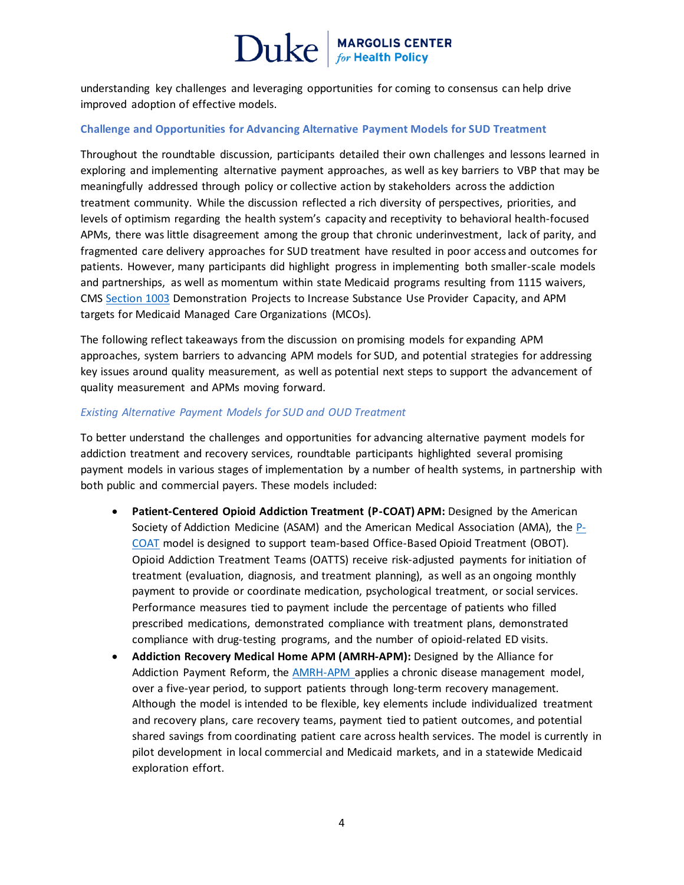understanding key challenges and leveraging opportunities for coming to consensus can help drive improved adoption of effective models.

## Challenge and Opportunities for Advancing Alternative Payment Models for SUD Treatment

Throughout the roundtable discussion, participants detailed their own challenges and lessons learned in exploring and implementing alternative payment approaches, as well as key barriers to VBP that may be meaningfully addressed through policy or collective action by stakeholders across the addiction treatment community. While the discussion reflected a rich diversity of perspectives, priorities, and levels of optimism regarding the health system's capacity and receptivity to behavioral health-focused APMs, there was little disagreement among the group that chronic underinvestment, lack of parity, and fragmented care delivery approaches for SUD treatment have resulted in poor access and outcomes for patients. However, many participants did highlight progress in implementing both smaller-scale models and partnerships, as well as momentum within state Medicaid programs resulting from 1115 waivers, CMS Section 1003 Demonstration Projects to Increase Substance Use Provider Capacity, and APM targets for Medicaid Managed Care Organizations (MCOs).

The following reflect takeaways from the discussion on promising models for expanding APM approaches, system barriers to advancing APM models for SUD, and potential strategies for addressing key issues around quality measurement, as well as potential next steps to support the advancement of quality measurement and APMs moving forward.

### *Existing Alternative Payment Models for SUD and OUD Treatment*

To better understand the challenges and opportunities for advancing alternative payment models for addiction treatment and recovery services, roundtable participants highlighted several promising payment models in various stages of implementation by a number of health systems, in partnership with both public and commercial payers. These models included:

- **Patient-Centered Opioid Addiction Treatment (P-COAT) APM:** Designed by the American Society of Addiction Medicine (ASAM) and the American Medical Association (AMA), the P-COAT model is designed to support team-based Office-Based Opioid Treatment (OBOT). Opioid Addiction Treatment Teams (OATTS) receive risk-adjusted payments for initiation of treatment (evaluation, diagnosis, and treatment planning), as well as an ongoing monthly payment to provide or coordinate medication, psychological treatment, or social services. Performance measures tied to payment include the percentage of patients who filled prescribed medications, demonstrated compliance with treatment plans, demonstrated compliance with drug-testing programs, and the number of opioid-related ED visits.
- **Addiction Recovery Medical Home APM (AMRH-APM):** Designed by the Alliance for Addiction Payment Reform, the AMRH-APM applies a chronic disease management model, over a five-year period, to support patients through long-term recovery management. Although the model is intended to be flexible, key elements include individualized treatment and recovery plans, care recovery teams, payment tied to patient outcomes, and potential shared savings from coordinating patient care across health services. The model is currently in pilot development in local commercial and Medicaid markets, and in a statewide Medicaid exploration effort.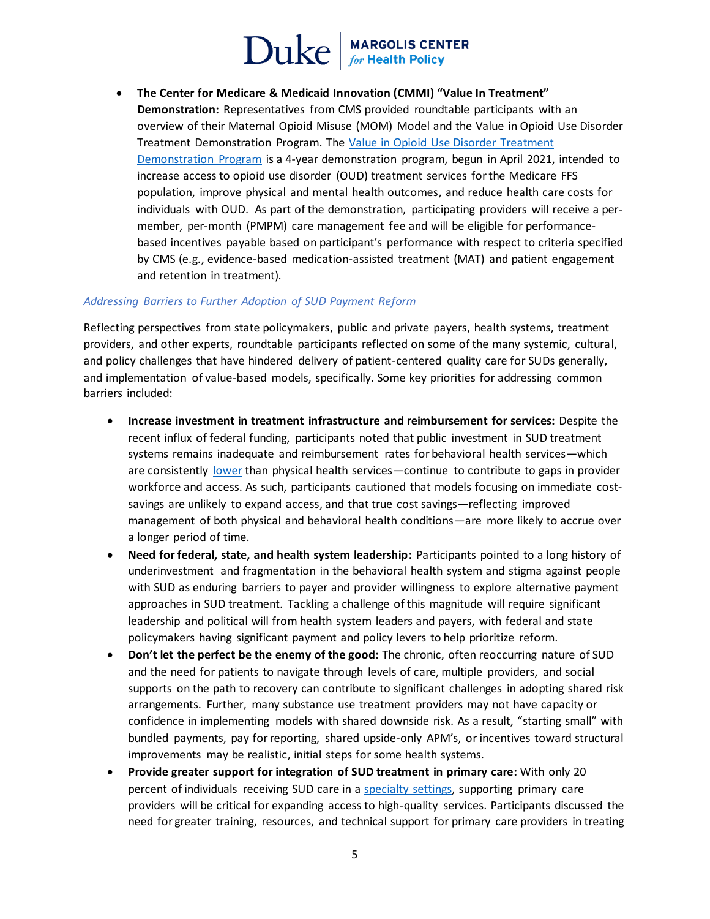- **The Center for Medicare & Medicaid Innovation (CMMI) "Value In Treatment" Demonstration:** Representatives from CMS provided roundtable participants with an overview of their Maternal Opioid Misuse (MOM) Model and the Value in Opioid Use Disorder Treatment Demonstration Program. The Value in Opioid Use Disorder Treatment Demonstration Program is a 4-year demonstration program, begun in April 2021, intended to increase access to opioid use disorder (OUD) treatment services for the Medicare FFS population, improve physical and mental health outcomes, and reduce health care costs for individuals with OUD. As part of the demonstration, participating providers will receive a per-member, per-month (PMPM) care management fee and will be eligible for performance-based incentives payable based on participant's performance with respect to criteria specified by CMS (e.g., evidence-based medication-assisted treatment (MAT) and patient engagement and retention in treatment).

*Addressing Barriers to Further Adoption of SUD Payment Reform*

Reflecting perspectives from state policymakers, public and private payers, health systems, treatment providers, and other experts, roundtable participants reflected on some of the many systemic, cultural, and policy challenges that have hindered delivery of patient-centered quality care for SUDs generally, and implementation of value-based models, specifically. Some key priorities for addressing common barriers included:

- **Increase investment in treatment infrastructure and reimbursement for services:** Despite the recent influx of federal funding, participants noted that public investment in SUD treatment systems remains inadequate and reimbursement rates for behavioral health services—which are consistently lower than physical health services—continue to contribute to gaps in provider workforce and access. As such, participants cautioned that models focusing on immediate cost-savings are unlikely to expand access, and that true cost savings—reflecting improved management of both physical and behavioral health conditions—are more likely to accrue over a longer period of time.
- **Need for federal, state, and health system leadership:** Participants pointed to a long history of underinvestment and fragmentation in the behavioral health system and stigma against people with SUD as enduring barriers to payer and provider willingness to explore alternative payment approaches in SUD treatment. Tackling a challenge of this magnitude will require significant leadership and political will from health system leaders and payers, with federal and state policymakers having significant payment and policy levers to help prioritize reform.
- **Don't let the perfect be the enemy of the good:** The chronic, often reoccurring nature of SUD and the need for patients to navigate through levels of care, multiple providers, and social supports on the path to recovery can contribute to significant challenges in adopting shared risk arrangements. Further, many substance use treatment providers may not have capacity or confidence in implementing models with shared downside risk. As a result, "starting small" with bundled payments, pay for reporting, shared upside-only APM's, or incentives toward structural improvements may be realistic, initial steps for some health systems.
- **Provide greater support for integration of SUD treatment in primary care:** With only 20 percent of individuals receiving SUD care in a specialty settings, supporting primary care providers will be critical for expanding access to high-quality services. Participants discussed the need for greater training, resources, and technical support for primary care providers in treating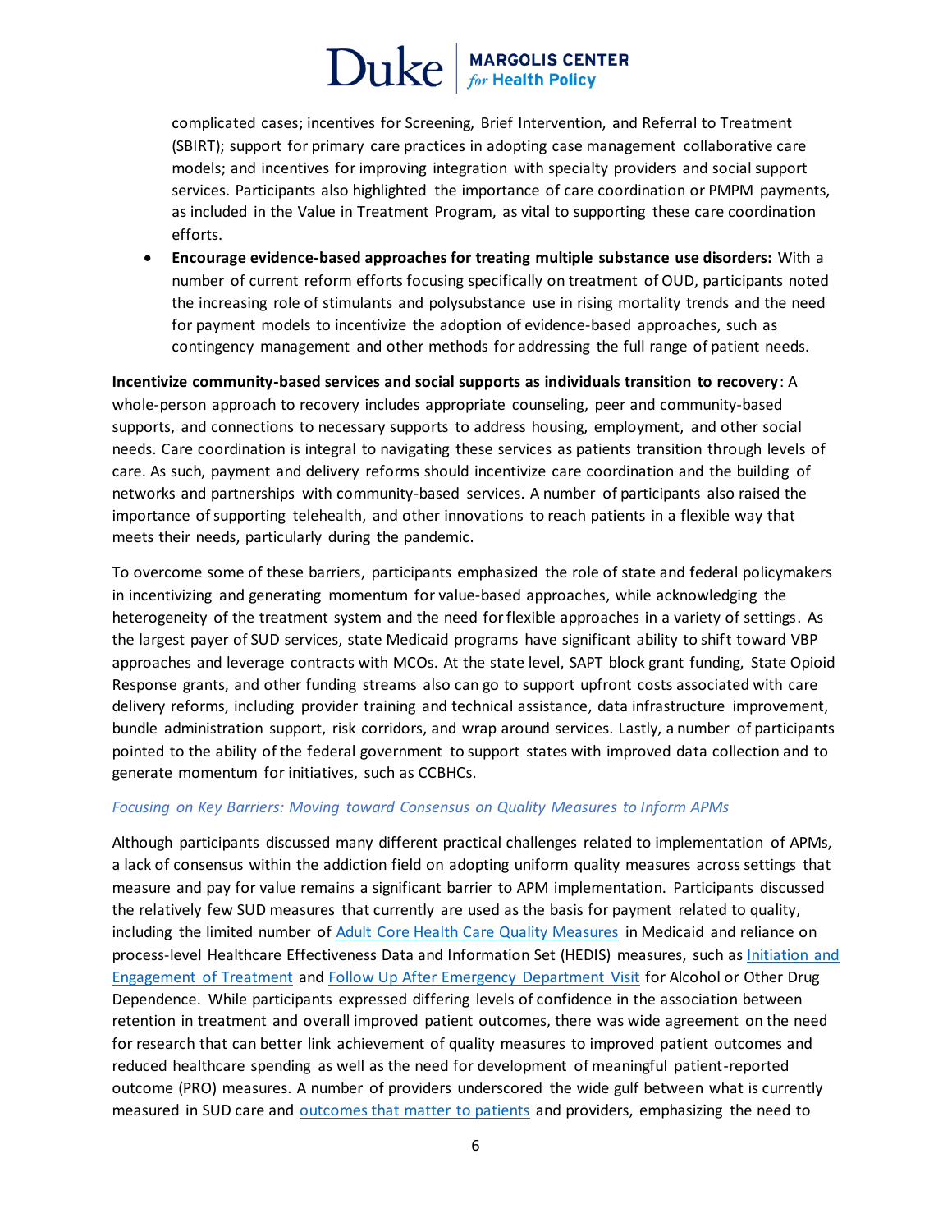complicated cases; incentives for Screening, Brief Intervention, and Referral to Treatment (SBIRT); support for primary care practices in adopting case management collaborative care models; and incentives for improving integration with specialty providers and social support services. Participants also highlighted the importance of care coordination or PMPM payments, as included in the Value in Treatment Program, as vital to supporting these care coordination efforts.

- **Encourage evidence-based approaches for treating multiple substance use disorders:** With a number of current reform efforts focusing specifically on treatment of OUD, participants noted the increasing role of stimulants and polysubstance use in rising mortality trends and the need for payment models to incentivize the adoption of evidence-based approaches, such as contingency management and other methods for addressing the full range of patient needs.

**Incentivize community-based services and social supports as individuals transition to recovery**: A whole-person approach to recovery includes appropriate counseling, peer and community-based supports, and connections to necessary supports to address housing, employment, and other social needs. Care coordination is integral to navigating these services as patients transition through levels of care. As such, payment and delivery reforms should incentivize care coordination and the building of networks and partnerships with community-based services. A number of participants also raised the importance of supporting telehealth, and other innovations to reach patients in a flexible way that meets their needs, particularly during the pandemic.

To overcome some of these barriers, participants emphasized the role of state and federal policymakers in incentivizing and generating momentum for value-based approaches, while acknowledging the heterogeneity of the treatment system and the need for flexible approaches in a variety of settings. As the largest payer of SUD services, state Medicaid programs have significant ability to shift toward VBP approaches and leverage contracts with MCOs. At the state level, SAPT block grant funding, State Opioid Response grants, and other funding streams also can go to support upfront costs associated with care delivery reforms, including provider training and technical assistance, data infrastructure improvement, bundle administration support, risk corridors, and wrap around services. Lastly, a number of participants pointed to the ability of the federal government to support states with improved data collection and to generate momentum for initiatives, such as CCBHCs.

### *Focusing on Key Barriers: Moving toward Consensus on Quality Measures to Inform APMs*

Although participants discussed many different practical challenges related to implementation of APMs, a lack of consensus within the addiction field on adopting uniform quality measures across settings that measure and pay for value remains a significant barrier to APM implementation. Participants discussed the relatively few SUD measures that currently are used as the basis for payment related to quality, including the limited number of Adult Core Health Care Quality Measures in Medicaid and reliance on process-level Healthcare Effectiveness Data and Information Set (HEDIS) measures, such as Initiation and Engagement of Treatment and Follow Up After Emergency Department Visit for Alcohol or Other Drug Dependence. While participants expressed differing levels of confidence in the association between retention in treatment and overall improved patient outcomes, there was wide agreement on the need for research that can better link achievement of quality measures to improved patient outcomes and reduced healthcare spending as well as the need for development of meaningful patient-reported outcome (PRO) measures. A number of providers underscored the wide gulf between what is currently measured in SUD care and outcomes that matter to patients and providers, emphasizing the need to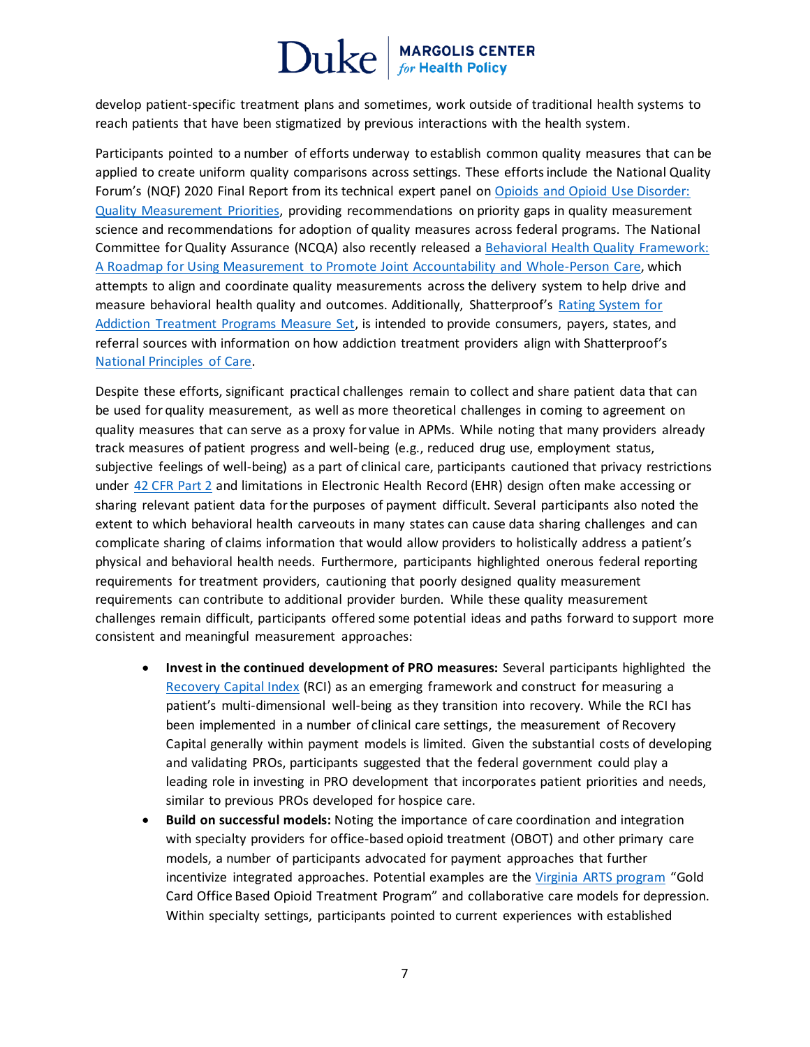develop patient-specific treatment plans and sometimes, work outside of traditional health systems to reach patients that have been stigmatized by previous interactions with the health system.

Participants pointed to a number of efforts underway to establish common quality measures that can be applied to create uniform quality comparisons across settings. These efforts include the National Quality Forum's (NQF) 2020 Final Report from its technical expert panel on Opioids and Opioid Use Disorder: Quality Measurement Priorities, providing recommendations on priority gaps in quality measurement science and recommendations for adoption of quality measures across federal programs. The National Committee for Quality Assurance (NCQA) also recently released a Behavioral Health Quality Framework: A Roadmap for Using Measurement to Promote Joint Accountability and Whole-Person Care, which attempts to align and coordinate quality measurements across the delivery system to help drive and measure behavioral health quality and outcomes. Additionally, Shatterproof's Rating System for Addiction Treatment Programs Measure Set, is intended to provide consumers, payers, states, and referral sources with information on how addiction treatment providers align with Shatterproof's National Principles of Care.

Despite these efforts, significant practical challenges remain to collect and share patient data that can be used for quality measurement, as well as more theoretical challenges in coming to agreement on quality measures that can serve as a proxy for value in APMs. While noting that many providers already track measures of patient progress and well-being (e.g., reduced drug use, employment status, subjective feelings of well-being) as a part of clinical care, participants cautioned that privacy restrictions under 42 CFR Part 2 and limitations in Electronic Health Record (EHR) design often make accessing or sharing relevant patient data for the purposes of payment difficult. Several participants also noted the extent to which behavioral health carveouts in many states can cause data sharing challenges and can complicate sharing of claims information that would allow providers to holistically address a patient's physical and behavioral health needs. Furthermore, participants highlighted onerous federal reporting requirements for treatment providers, cautioning that poorly designed quality measurement requirements can contribute to additional provider burden. While these quality measurement challenges remain difficult, participants offered some potential ideas and paths forward to support more consistent and meaningful measurement approaches:

- **Invest in the continued development of PRO measures:** Several participants highlighted the Recovery Capital Index (RCI) as an emerging framework and construct for measuring a patient's multi-dimensional well-being as they transition into recovery. While the RCI has been implemented in a number of clinical care settings, the measurement of Recovery Capital generally within payment models is limited. Given the substantial costs of developing and validating PROs, participants suggested that the federal government could play a leading role in investing in PRO development that incorporates patient priorities and needs, similar to previous PROs developed for hospice care.
- **Build on successful models:** Noting the importance of care coordination and integration with specialty providers for office-based opioid treatment (OBOT) and other primary care models, a number of participants advocated for payment approaches that further incentivize integrated approaches. Potential examples are the Virginia ARTS program "Gold Card Office Based Opioid Treatment Program" and collaborative care models for depression. Within specialty settings, participants pointed to current experiences with established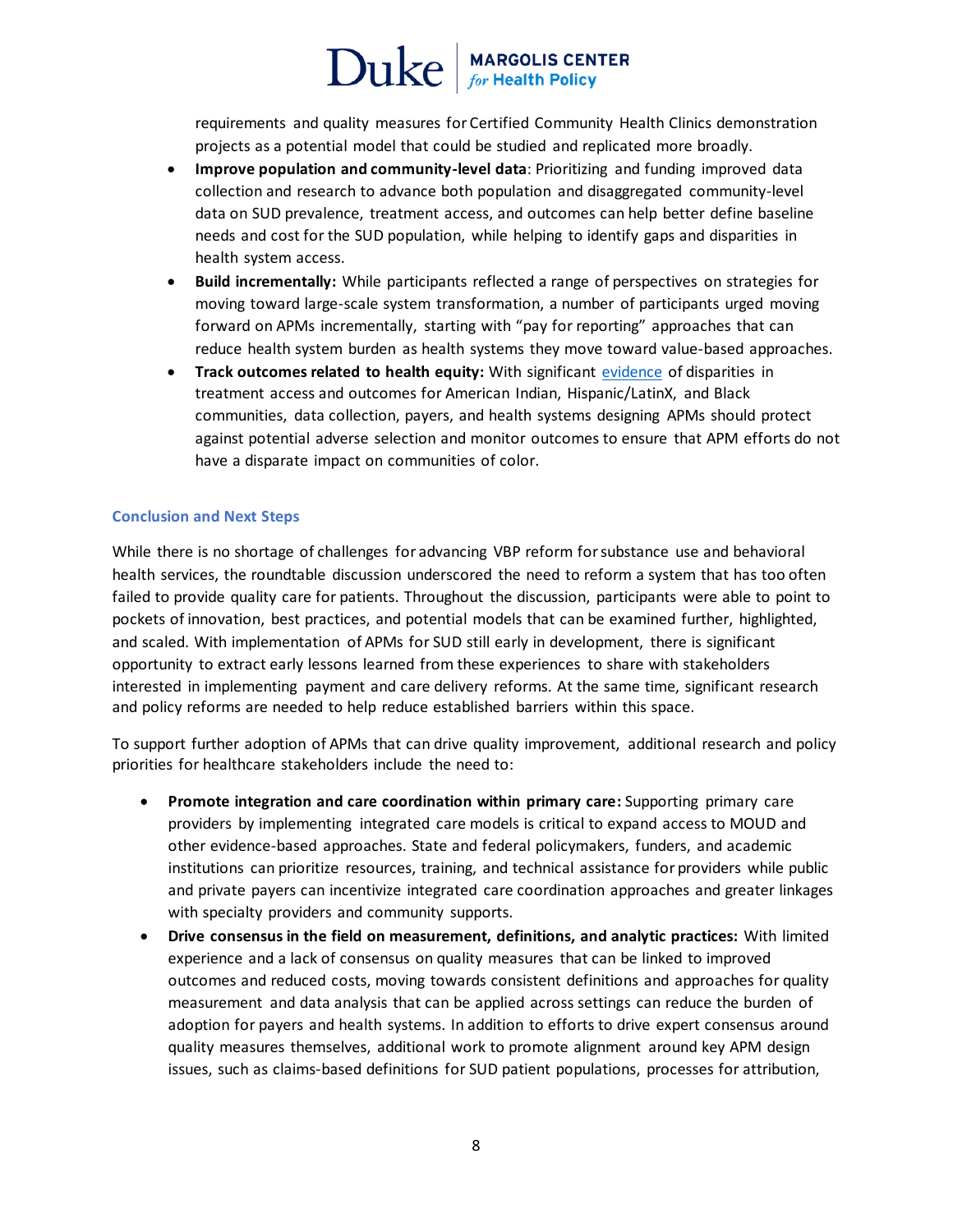requirements and quality measures for Certified Community Health Clinics demonstration projects as a potential model that could be studied and replicated more broadly.

- **Improve population and community-level data**: Prioritizing and funding improved data collection and research to advance both population and disaggregated community-level data on SUD prevalence, treatment access, and outcomes can help better define baseline needs and cost for the SUD population, while helping to identify gaps and disparities in health system access.
- **Build incrementally:** While participants reflected a range of perspectives on strategies for moving toward large-scale system transformation, a number of participants urged moving forward on APMs incrementally, starting with "pay for reporting" approaches that can reduce health system burden as health systems they move toward value-based approaches.
- **Track outcomes related to health equity:** With significant evidence of disparities in treatment access and outcomes for American Indian, Hispanic/LatinX, and Black communities, data collection, payers, and health systems designing APMs should protect against potential adverse selection and monitor outcomes to ensure that APM efforts do not have a disparate impact on communities of color.

## Conclusion and Next Steps

While there is no shortage of challenges for advancing VBP reform for substance use and behavioral health services, the roundtable discussion underscored the need to reform a system that has too often failed to provide quality care for patients. Throughout the discussion, participants were able to point to pockets of innovation, best practices, and potential models that can be examined further, highlighted, and scaled. With implementation of APMs for SUD still early in development, there is significant opportunity to extract early lessons learned from these experiences to share with stakeholders interested in implementing payment and care delivery reforms. At the same time, significant research and policy reforms are needed to help reduce established barriers within this space.

To support further adoption of APMs that can drive quality improvement, additional research and policy priorities for healthcare stakeholders include the need to:

- **Promote integration and care coordination within primary care:** Supporting primary care providers by implementing integrated care models is critical to expand access to MOUD and other evidence-based approaches. State and federal policymakers, funders, and academic institutions can prioritize resources, training, and technical assistance for providers while public and private payers can incentivize integrated care coordination approaches and greater linkages with specialty providers and community supports.
- **Drive consensus in the field on measurement, definitions, and analytic practices:** With limited experience and a lack of consensus on quality measures that can be linked to improved outcomes and reduced costs, moving towards consistent definitions and approaches for quality measurement and data analysis that can be applied across settings can reduce the burden of adoption for payers and health systems. In addition to efforts to drive expert consensus around quality measures themselves, additional work to promote alignment around key APM design issues, such as claims-based definitions for SUD patient populations, processes for attribution,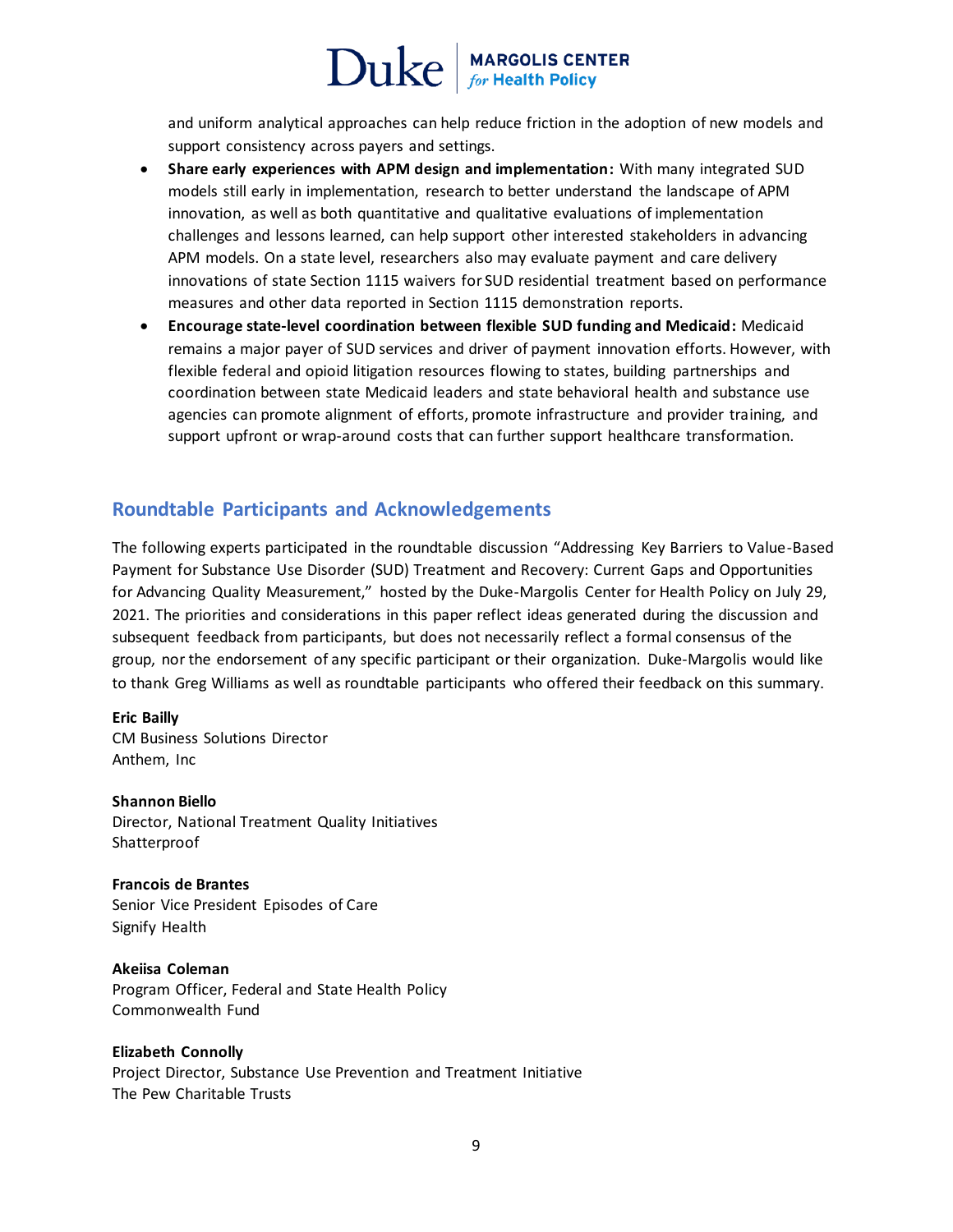and uniform analytical approaches can help reduce friction in the adoption of new models and support consistency across payers and settings.

- **Share early experiences with APM design and implementation:** With many integrated SUD models still early in implementation, research to better understand the landscape of APM innovation, as well as both quantitative and qualitative evaluations of implementation challenges and lessons learned, can help support other interested stakeholders in advancing APM models. On a state level, researchers also may evaluate payment and care delivery innovations of state Section 1115 waivers for SUD residential treatment based on performance measures and other data reported in Section 1115 demonstration reports.
- **Encourage state-level coordination between flexible SUD funding and Medicaid:** Medicaid remains a major payer of SUD services and driver of payment innovation efforts. However, with flexible federal and opioid litigation resources flowing to states, building partnerships and coordination between state Medicaid leaders and state behavioral health and substance use agencies can promote alignment of efforts, promote infrastructure and provider training, and support upfront or wrap-around costs that can further support healthcare transformation.

## Roundtable Participants and Acknowledgements

The following experts participated in the roundtable discussion "Addressing Key Barriers to Value-Based Payment for Substance Use Disorder (SUD) Treatment and Recovery: Current Gaps and Opportunities for Advancing Quality Measurement," hosted by the Duke-Margolis Center for Health Policy on July 29, 2021. The priorities and considerations in this paper reflect ideas generated during the discussion and subsequent feedback from participants, but does not necessarily reflect a formal consensus of the group, nor the endorsement of any specific participant or their organization. Duke-Margolis would like to thank Greg Williams as well as roundtable participants who offered their feedback on this summary.

**Eric Bailly**
CM Business Solutions Director
Anthem, Inc

**Shannon Biello**
Director, National Treatment Quality Initiatives
Shatterproof

**Francois de Brantes**
Senior Vice President Episodes of Care
Signify Health

**Akeiisa Coleman**
Program Officer, Federal and State Health Policy
Commonwealth Fund

**Elizabeth Connolly**
Project Director, Substance Use Prevention and Treatment Initiative
The Pew Charitable Trusts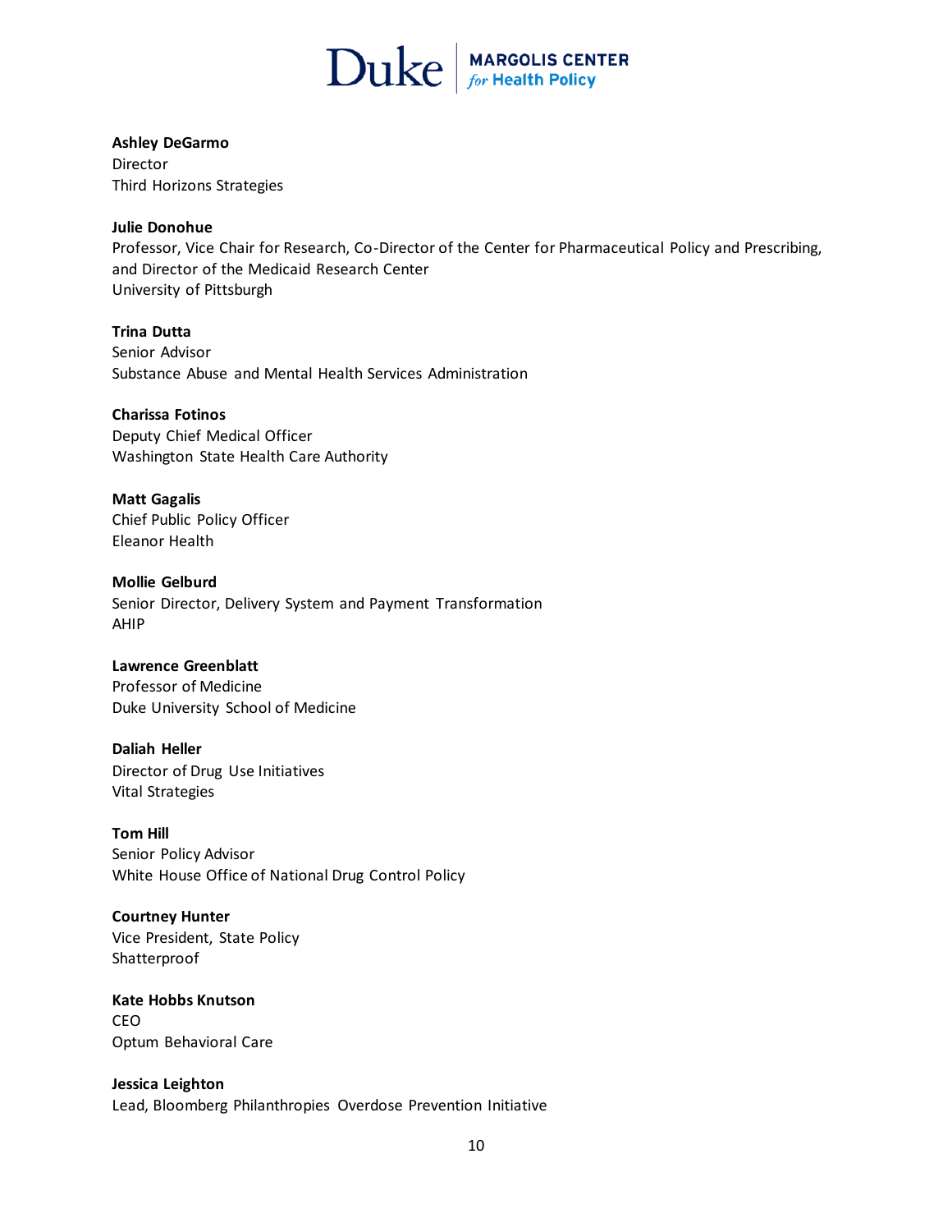**Ashley DeGarmo**
Director
Third Horizons Strategies

**Julie Donohue**
Professor, Vice Chair for Research, Co-Director of the Center for Pharmaceutical Policy and Prescribing, and Director of the Medicaid Research Center
University of Pittsburgh

**Trina Dutta**
Senior Advisor
Substance Abuse and Mental Health Services Administration

**Charissa Fotinos**
Deputy Chief Medical Officer
Washington State Health Care Authority

**Matt Gagalis**
Chief Public Policy Officer
Eleanor Health

**Mollie Gelburd**
Senior Director, Delivery System and Payment Transformation
AHIP

**Lawrence Greenblatt**
Professor of Medicine
Duke University School of Medicine

**Daliah Heller**
Director of Drug Use Initiatives
Vital Strategies

**Tom Hill**
Senior Policy Advisor
White House Office of National Drug Control Policy

**Courtney Hunter**
Vice President, State Policy
Shatterproof

**Kate Hobbs Knutson**
CEO
Optum Behavioral Care

**Jessica Leighton**
Lead, Bloomberg Philanthropies Overdose Prevention Initiative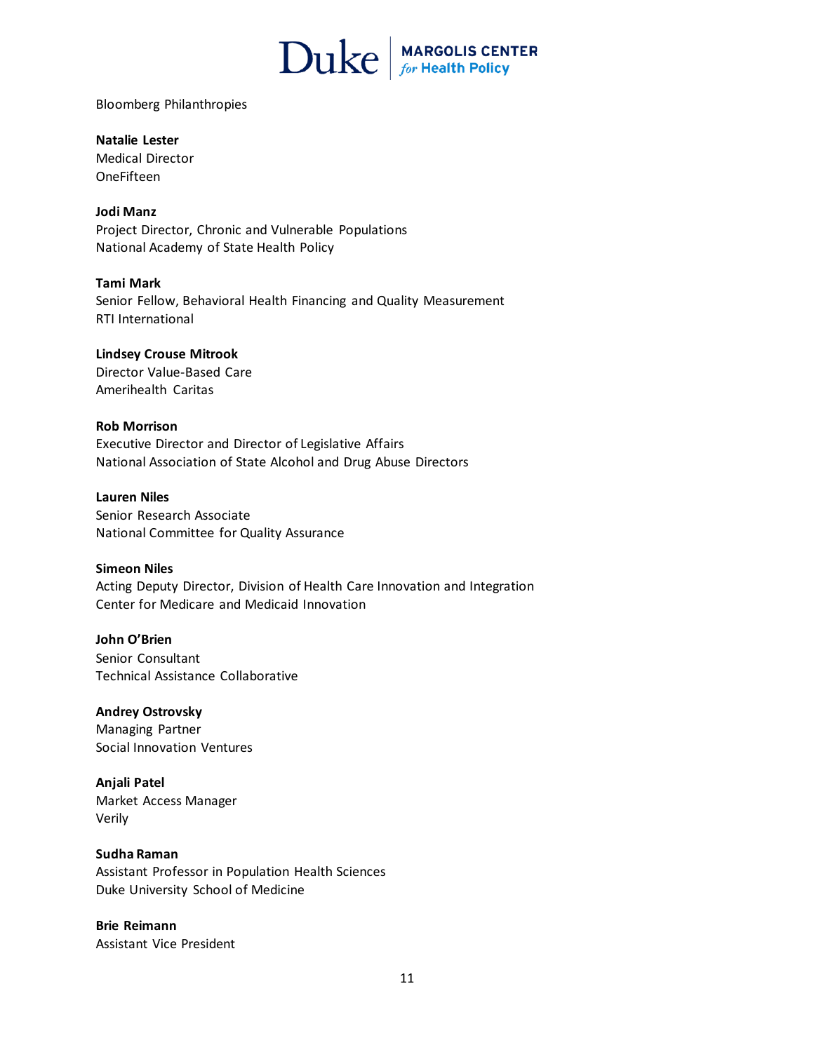Bloomberg Philanthropies

**Natalie Lester**
Medical Director
OneFifteen

**Jodi Manz**
Project Director, Chronic and Vulnerable Populations
National Academy of State Health Policy

**Tami Mark**
Senior Fellow, Behavioral Health Financing and Quality Measurement
RTI International

**Lindsey Crouse Mitrook**
Director Value-Based Care
Amerihealth Caritas

**Rob Morrison**
Executive Director and Director of Legislative Affairs
National Association of State Alcohol and Drug Abuse Directors

**Lauren Niles**
Senior Research Associate
National Committee for Quality Assurance

**Simeon Niles**
Acting Deputy Director, Division of Health Care Innovation and Integration
Center for Medicare and Medicaid Innovation

**John O'Brien**
Senior Consultant
Technical Assistance Collaborative

**Andrey Ostrovsky**
Managing Partner
Social Innovation Ventures

**Anjali Patel**
Market Access Manager
Verily

**Sudha Raman**
Assistant Professor in Population Health Sciences
Duke University School of Medicine

**Brie Reimann**
Assistant Vice President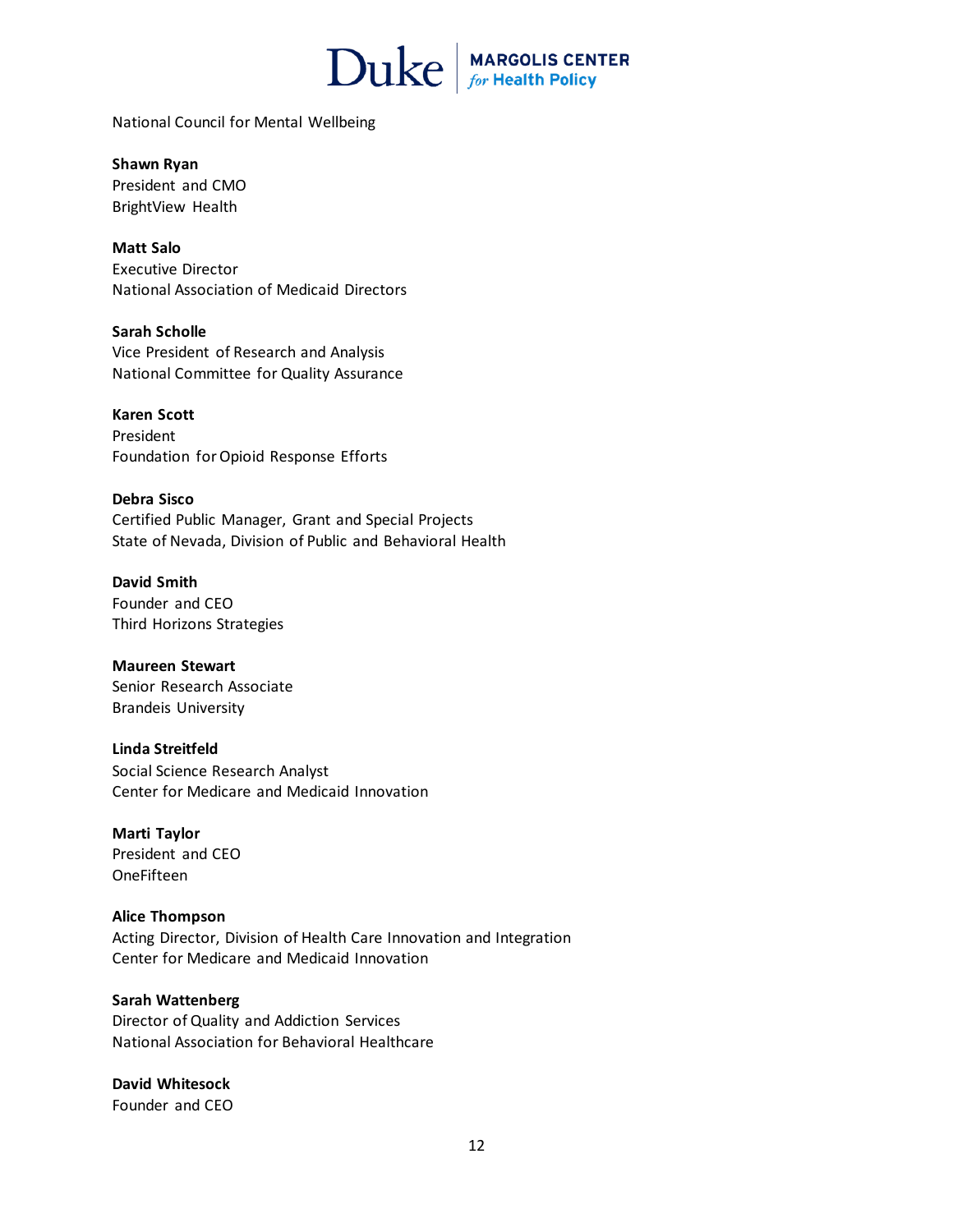National Council for Mental Wellbeing

**Shawn Ryan**
President and CMO
BrightView Health

**Matt Salo**
Executive Director
National Association of Medicaid Directors

**Sarah Scholle**
Vice President of Research and Analysis
National Committee for Quality Assurance

**Karen Scott**
President
Foundation for Opioid Response Efforts

**Debra Sisco**
Certified Public Manager, Grant and Special Projects
State of Nevada, Division of Public and Behavioral Health

**David Smith**
Founder and CEO
Third Horizons Strategies

**Maureen Stewart**
Senior Research Associate
Brandeis University

**Linda Streitfeld**
Social Science Research Analyst
Center for Medicare and Medicaid Innovation

**Marti Taylor**
President and CEO
OneFifteen

**Alice Thompson**
Acting Director, Division of Health Care Innovation and Integration
Center for Medicare and Medicaid Innovation

**Sarah Wattenberg**
Director of Quality and Addiction Services
National Association for Behavioral Healthcare

**David Whitesock**
Founder and CEO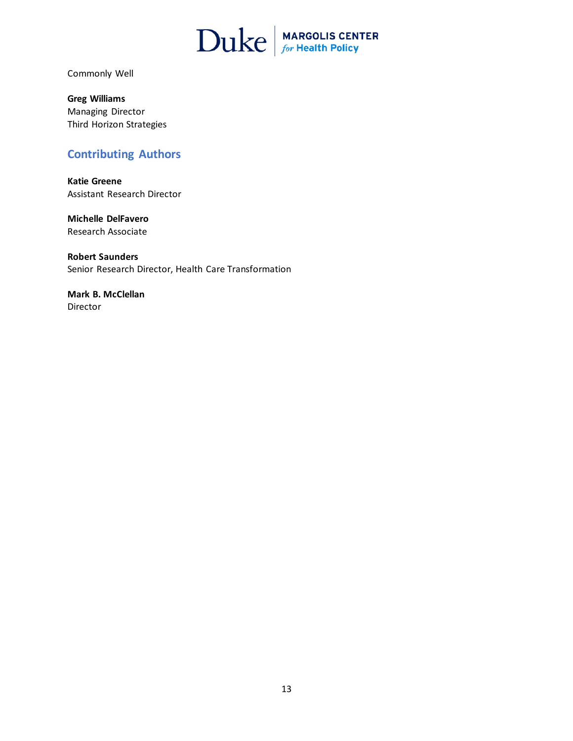Commonly Well

**Greg Williams**
Managing Director
Third Horizon Strategies

## Contributing Authors

**Katie Greene**
Assistant Research Director

**Michelle DelFavero**
Research Associate

**Robert Saunders**
Senior Research Director, Health Care Transformation

**Mark B. McClellan**
Director